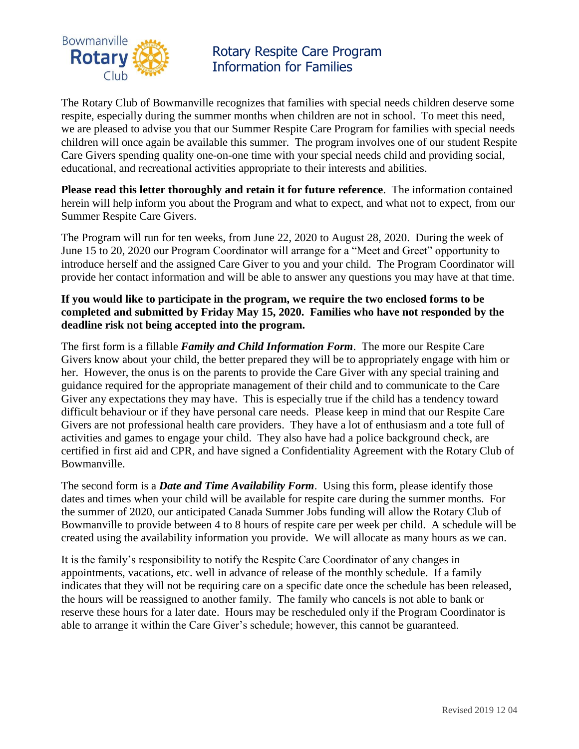Bowmanville Rotary Club

# Rotary Respite Care Program
# Information for Families

The Rotary Club of Bowmanville recognizes that families with special needs children deserve some respite, especially during the summer months when children are not in school. To meet this need, we are pleased to advise you that our Summer Respite Care Program for families with special needs children will once again be available this summer. The program involves one of our student Respite Care Givers spending quality one-on-one time with your special needs child and providing social, educational, and recreational activities appropriate to their interests and abilities.

**Please read this letter thoroughly and retain it for future reference**. The information contained herein will help inform you about the Program and what to expect, and what not to expect, from our Summer Respite Care Givers.

The Program will run for ten weeks, from June 22, 2020 to August 28, 2020. During the week of June 15 to 20, 2020 our Program Coordinator will arrange for a "Meet and Greet" opportunity to introduce herself and the assigned Care Giver to you and your child. The Program Coordinator will provide her contact information and will be able to answer any questions you may have at that time.

**If you would like to participate in the program, we require the two enclosed forms to be completed and submitted by Friday May 15, 2020. Families who have not responded by the deadline risk not being accepted into the program.**

The first form is a fillable ***Family and Child Information Form***. The more our Respite Care Givers know about your child, the better prepared they will be to appropriately engage with him or her. However, the onus is on the parents to provide the Care Giver with any special training and guidance required for the appropriate management of their child and to communicate to the Care Giver any expectations they may have. This is especially true if the child has a tendency toward difficult behaviour or if they have personal care needs. Please keep in mind that our Respite Care Givers are not professional health care providers. They have a lot of enthusiasm and a tote full of activities and games to engage your child. They also have had a police background check, are certified in first aid and CPR, and have signed a Confidentiality Agreement with the Rotary Club of Bowmanville.

The second form is a ***Date and Time Availability Form***. Using this form, please identify those dates and times when your child will be available for respite care during the summer months. For the summer of 2020, our anticipated Canada Summer Jobs funding will allow the Rotary Club of Bowmanville to provide between 4 to 8 hours of respite care per week per child. A schedule will be created using the availability information you provide. We will allocate as many hours as we can.

It is the family's responsibility to notify the Respite Care Coordinator of any changes in appointments, vacations, etc. well in advance of release of the monthly schedule. If a family indicates that they will not be requiring care on a specific date once the schedule has been released, the hours will be reassigned to another family. The family who cancels is not able to bank or reserve these hours for a later date. Hours may be rescheduled only if the Program Coordinator is able to arrange it within the Care Giver's schedule; however, this cannot be guaranteed.

Revised 2019 12 04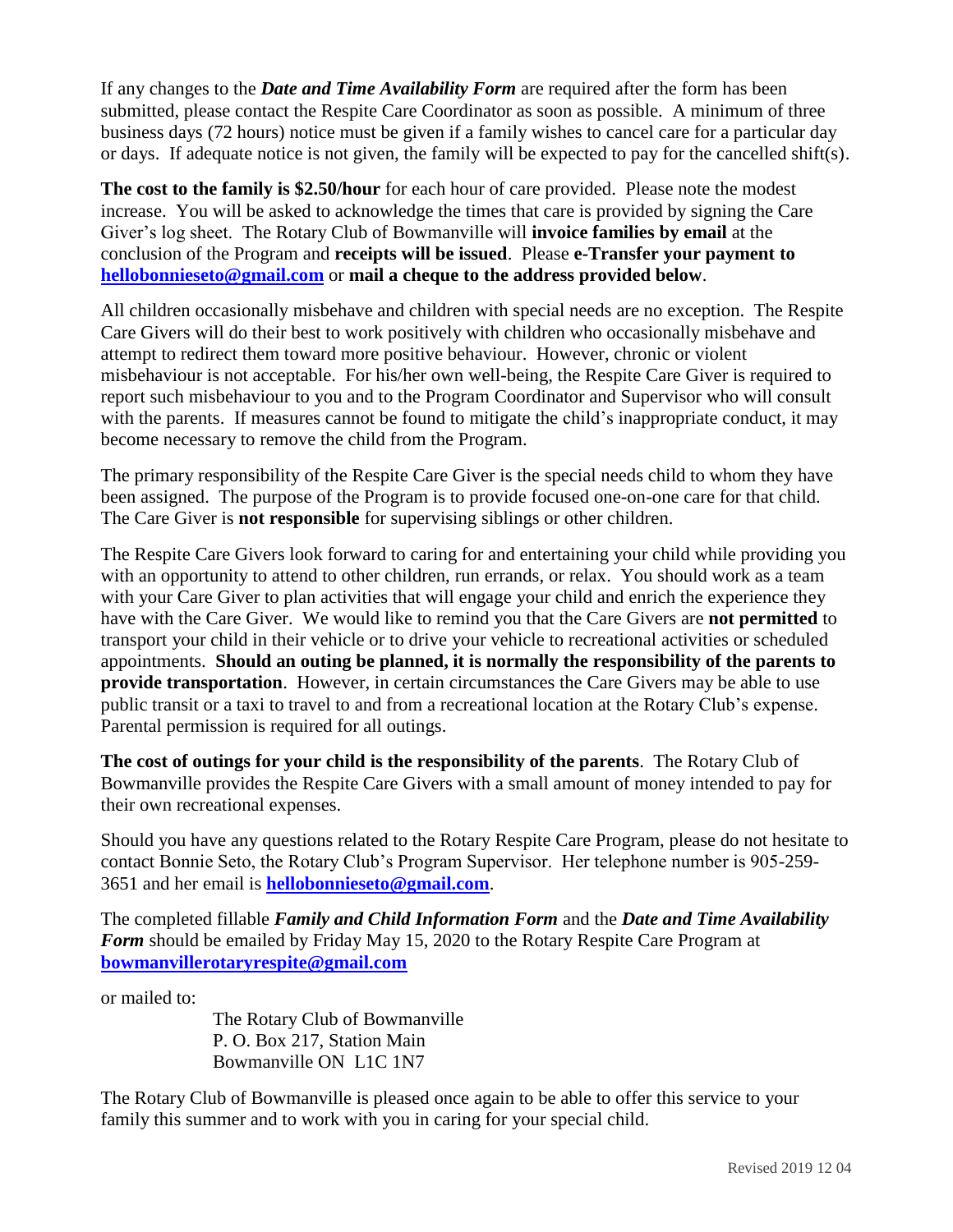If any changes to the ***Date and Time Availability Form*** are required after the form has been submitted, please contact the Respite Care Coordinator as soon as possible. A minimum of three business days (72 hours) notice must be given if a family wishes to cancel care for a particular day or days. If adequate notice is not given, the family will be expected to pay for the cancelled shift(s).

**The cost to the family is $2.50/hour** for each hour of care provided. Please note the modest increase. You will be asked to acknowledge the times that care is provided by signing the Care Giver's log sheet. The Rotary Club of Bowmanville will **invoice families by email** at the conclusion of the Program and **receipts will be issued**. Please **e-Transfer your payment to [hellobonnieseto@gmail.com](mailto:hellobonnieseto@gmail.com)** or **mail a cheque to the address provided below**.

All children occasionally misbehave and children with special needs are no exception. The Respite Care Givers will do their best to work positively with children who occasionally misbehave and attempt to redirect them toward more positive behaviour. However, chronic or violent misbehaviour is not acceptable. For his/her own well-being, the Respite Care Giver is required to report such misbehaviour to you and to the Program Coordinator and Supervisor who will consult with the parents. If measures cannot be found to mitigate the child's inappropriate conduct, it may become necessary to remove the child from the Program.

The primary responsibility of the Respite Care Giver is the special needs child to whom they have been assigned. The purpose of the Program is to provide focused one-on-one care for that child. The Care Giver is **not responsible** for supervising siblings or other children.

The Respite Care Givers look forward to caring for and entertaining your child while providing you with an opportunity to attend to other children, run errands, or relax. You should work as a team with your Care Giver to plan activities that will engage your child and enrich the experience they have with the Care Giver. We would like to remind you that the Care Givers are **not permitted** to transport your child in their vehicle or to drive your vehicle to recreational activities or scheduled appointments. **Should an outing be planned, it is normally the responsibility of the parents to provide transportation**. However, in certain circumstances the Care Givers may be able to use public transit or a taxi to travel to and from a recreational location at the Rotary Club's expense. Parental permission is required for all outings.

**The cost of outings for your child is the responsibility of the parents**. The Rotary Club of Bowmanville provides the Respite Care Givers with a small amount of money intended to pay for their own recreational expenses.

Should you have any questions related to the Rotary Respite Care Program, please do not hesitate to contact Bonnie Seto, the Rotary Club's Program Supervisor. Her telephone number is 905-259-3651 and her email is **[hellobonnieseto@gmail.com](mailto:hellobonnieseto@gmail.com)**.

The completed fillable ***Family and Child Information Form*** and the ***Date and Time Availability Form*** should be emailed by Friday May 15, 2020 to the Rotary Respite Care Program at **[bowmanvillerotaryrespite@gmail.com](mailto:bowmanvillerotaryrespite@gmail.com)**

or mailed to:

The Rotary Club of Bowmanville
P. O. Box 217, Station Main
Bowmanville ON L1C 1N7

The Rotary Club of Bowmanville is pleased once again to be able to offer this service to your family this summer and to work with you in caring for your special child.

Revised 2019 12 04